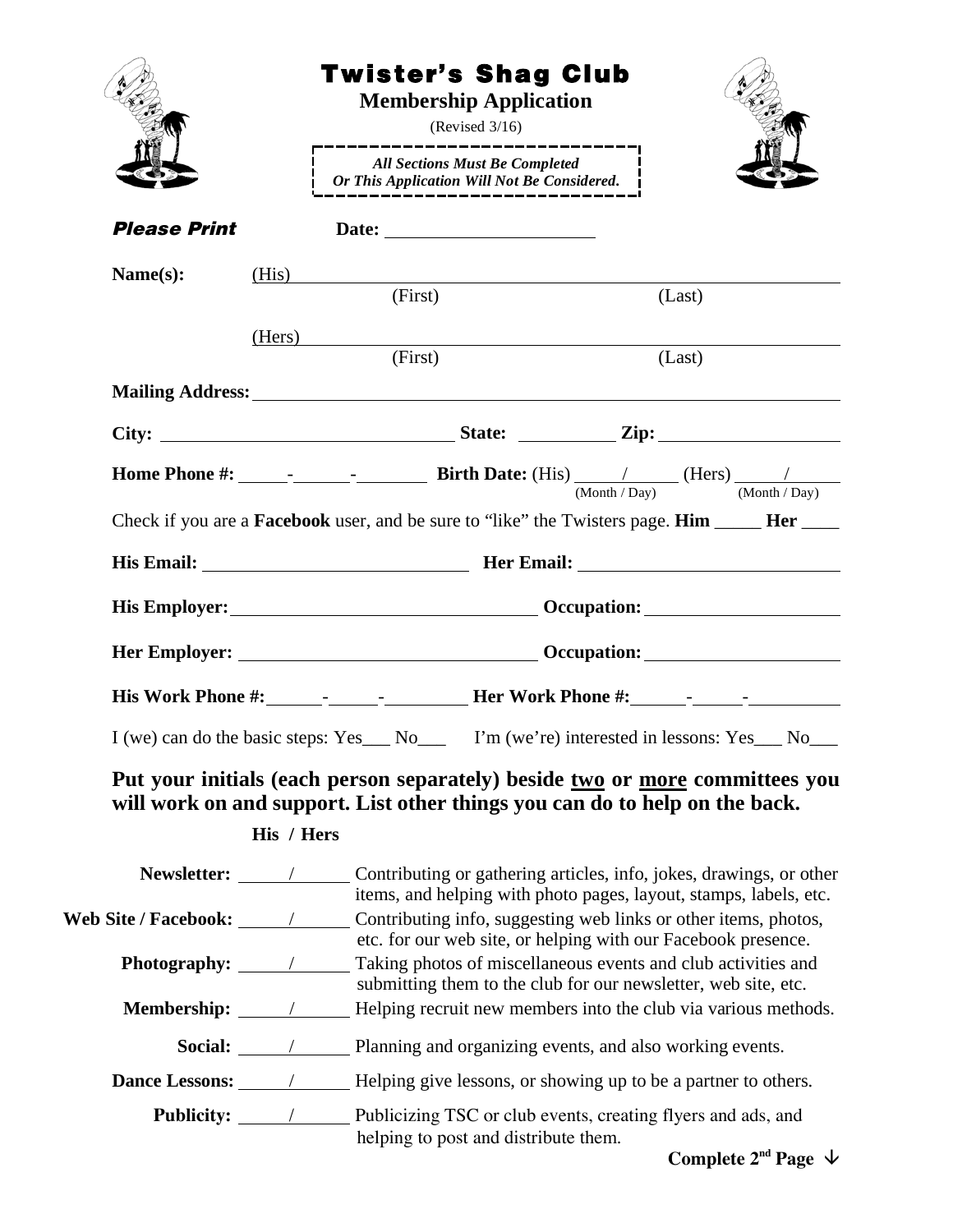# Twister's Shag Club

**Membership Application**

(Revised 3/16)

***All Sections Must Be Completed Or This Application Will Not Be Considered.***

***Please Print*** **Date:** ____________________

**Name(s):** (His) ______________________________
(First) (Last)

(Hers) ______________________________
(First) (Last)

**Mailing Address:** ______________________________

**City:** ____________________ **State:** __________ **Zip:** ____________

**Home Phone #:** _____-_____-_______ **Birth Date:** (His) ____/____ (Hers) ____/____
(Month / Day) (Month / Day)

Check if you are a **Facebook** user, and be sure to "like" the Twisters page. **Him** _____ **Her** ____

**His Email:** ____________________ **Her Email:** ____________________

**His Employer:** ____________________ **Occupation:** ____________________

**Her Employer:** ____________________ **Occupation:** ____________________

**His Work Phone #:** _____-_____-_______ **Her Work Phone #:** _____-_____-_______

I (we) can do the basic steps: Yes___ No___ I'm (we're) interested in lessons: Yes___ No___

**Put your initials (each person separately) beside two or more committees you will work on and support. List other things you can do to help on the back.**

| | His / Hers | |
|---|---|---|
| **Newsletter:** | _____ / _____ | Contributing or gathering articles, info, jokes, drawings, or other items, and helping with photo pages, layout, stamps, labels, etc. |
| **Web Site / Facebook:** | _____ / _____ | Contributing info, suggesting web links or other items, photos, etc. for our web site, or helping with our Facebook presence. |
| **Photography:** | _____ / _____ | Taking photos of miscellaneous events and club activities and submitting them to the club for our newsletter, web site, etc. |
| **Membership:** | _____ / _____ | Helping recruit new members into the club via various methods. |
| **Social:** | _____ / _____ | Planning and organizing events, and also working events. |
| **Dance Lessons:** | _____ / _____ | Helping give lessons, or showing up to be a partner to others. |
| **Publicity:** | _____ / _____ | Publicizing TSC or club events, creating flyers and ads, and helping to post and distribute them. |

**Complete 2nd Page ↓**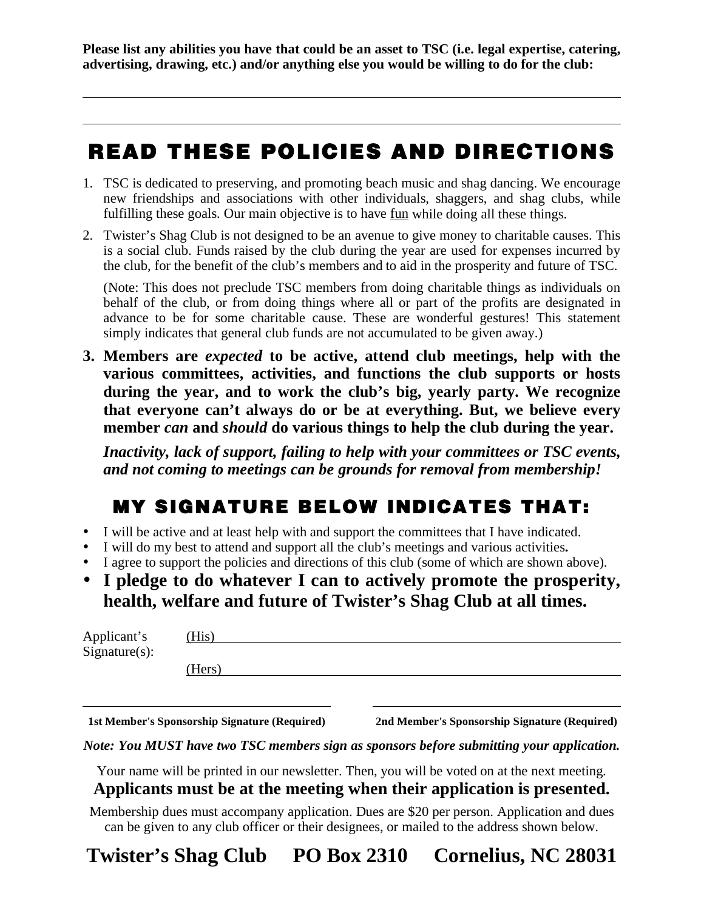**Please list any abilities you have that could be an asset to TSC (i.e. legal expertise, catering, advertising, drawing, etc.) and/or anything else you would be willing to do for the club:**

\_\_\_\_\_\_\_\_\_\_\_\_\_\_\_\_\_\_\_\_\_\_\_\_\_\_\_\_\_\_\_\_\_\_\_\_\_\_\_\_\_\_\_\_\_\_\_\_\_\_\_\_\_\_\_\_\_\_\_\_\_\_\_\_\_\_\_\_\_\_\_\_

\_\_\_\_\_\_\_\_\_\_\_\_\_\_\_\_\_\_\_\_\_\_\_\_\_\_\_\_\_\_\_\_\_\_\_\_\_\_\_\_\_\_\_\_\_\_\_\_\_\_\_\_\_\_\_\_\_\_\_\_\_\_\_\_\_\_\_\_\_\_\_\_

# READ THESE POLICIES AND DIRECTIONS

1. TSC is dedicated to preserving, and promoting beach music and shag dancing. We encourage new friendships and associations with other individuals, shaggers, and shag clubs, while fulfilling these goals. Our main objective is to have <u>fun</u> while doing all these things.

2. Twister's Shag Club is not designed to be an avenue to give money to charitable causes. This is a social club. Funds raised by the club during the year are used for expenses incurred by the club, for the benefit of the club's members and to aid in the prosperity and future of TSC.

   (Note: This does not preclude TSC members from doing charitable things as individuals on behalf of the club, or from doing things where all or part of the profits are designated in advance to be for some charitable cause. These are wonderful gestures! This statement simply indicates that general club funds are not accumulated to be given away.)

3. **Members are *expected* to be active, attend club meetings, help with the various committees, activities, and functions the club supports or hosts during the year, and to work the club's big, yearly party. We recognize that everyone can't always do or be at everything. But, we believe every member *can* and *should* do various things to help the club during the year.**

   ***Inactivity, lack of support, failing to help with your committees or TSC events, and not coming to meetings can be grounds for removal from membership!***

## MY SIGNATURE BELOW INDICATES THAT:

- I will be active and at least help with and support the committees that I have indicated.
- I will do my best to attend and support all the club's meetings and various activities**.**
- I agree to support the policies and directions of this club (some of which are shown above).
- **I pledge to do whatever I can to actively promote the prosperity, health, welfare and future of Twister's Shag Club at all times.**

Applicant's Signature(s): (His) \_\_\_\_\_\_\_\_\_\_\_\_\_\_\_\_\_\_\_\_\_\_\_\_\_\_\_\_\_\_\_\_\_\_\_\_\_\_\_\_\_\_\_\_

(Hers) \_\_\_\_\_\_\_\_\_\_\_\_\_\_\_\_\_\_\_\_\_\_\_\_\_\_\_\_\_\_\_\_\_\_\_\_\_\_\_\_\_\_\_\_

\_\_\_\_\_\_\_\_\_\_\_\_\_\_\_\_\_\_\_\_\_\_\_\_\_\_\_\_\_\_ **1st Member's Sponsorship Signature (Required)**

\_\_\_\_\_\_\_\_\_\_\_\_\_\_\_\_\_\_\_\_\_\_\_\_\_\_\_\_\_\_ **2nd Member's Sponsorship Signature (Required)**

***Note: You MUST have two TSC members sign as sponsors before submitting your application.***

Your name will be printed in our newsletter. Then, you will be voted on at the next meeting.

**Applicants must be at the meeting when their application is presented.**

Membership dues must accompany application. Dues are $20 per person. Application and dues can be given to any club officer or their designees, or mailed to the address shown below.

**Twister's Shag Club PO Box 2310 Cornelius, NC 28031**